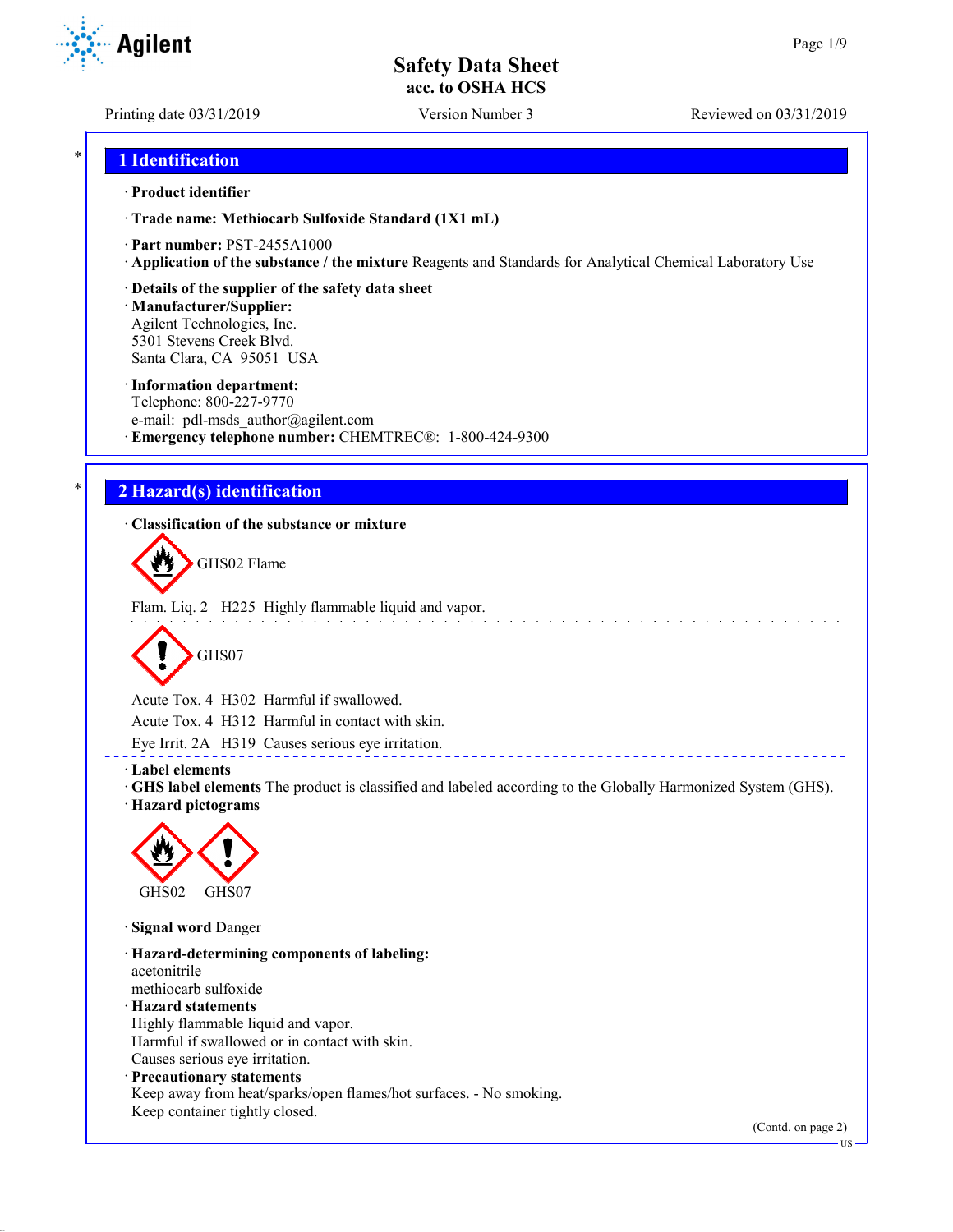# Safety Data Sheet
**acc. to OSHA HCS**

Printing date 03/31/2019 | Version Number 3 | Reviewed on 03/31/2019

## * 1 Identification

· **Product identifier**

· **Trade name: Methiocarb Sulfoxide Standard (1X1 mL)**

· **Part number:** PST-2455A1000
· **Application of the substance / the mixture** Reagents and Standards for Analytical Chemical Laboratory Use

· **Details of the supplier of the safety data sheet**
· **Manufacturer/Supplier:**
Agilent Technologies, Inc.
5301 Stevens Creek Blvd.
Santa Clara, CA 95051 USA

· **Information department:**
Telephone: 800-227-9770
e-mail: pdl-msds_author@agilent.com
· **Emergency telephone number:** CHEMTREC®: 1-800-424-9300

## * 2 Hazard(s) identification

· **Classification of the substance or mixture**

GHS02 Flame

Flam. Liq. 2 H225 Highly flammable liquid and vapor.

GHS07

Acute Tox. 4 H302 Harmful if swallowed.
Acute Tox. 4 H312 Harmful in contact with skin.
Eye Irrit. 2A H319 Causes serious eye irritation.

· **Label elements**
· **GHS label elements** The product is classified and labeled according to the Globally Harmonized System (GHS).
· **Hazard pictograms**

GHS02 GHS07

· **Signal word** Danger

· **Hazard-determining components of labeling:**
acetonitrile
methiocarb sulfoxide
· **Hazard statements**
Highly flammable liquid and vapor.
Harmful if swallowed or in contact with skin.
Causes serious eye irritation.
· **Precautionary statements**
Keep away from heat/sparks/open flames/hot surfaces. - No smoking.
Keep container tightly closed.

(Contd. on page 2)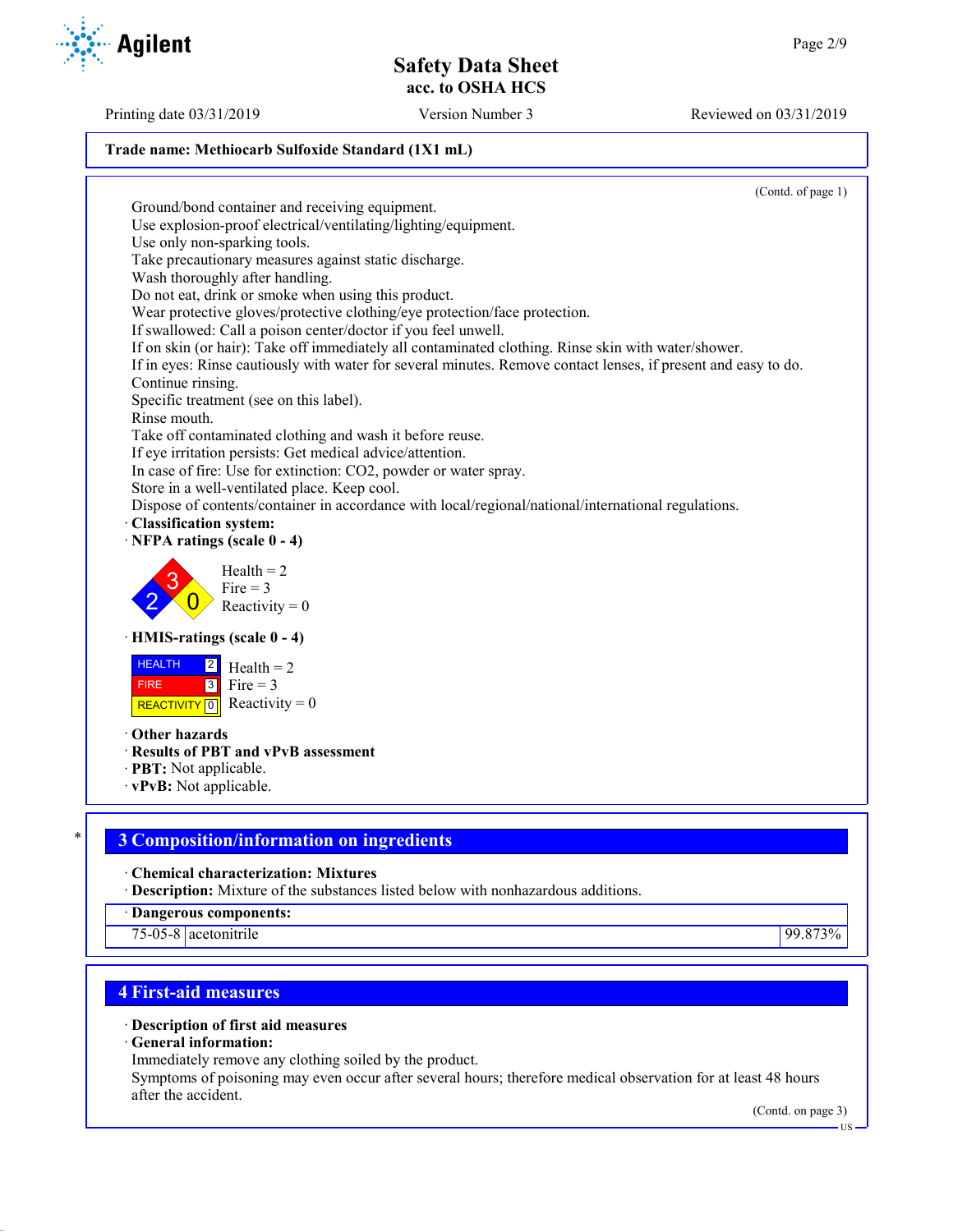**Trade name: Methiocarb Sulfoxide Standard (1X1 mL)**

(Contd. of page 1)

Ground/bond container and receiving equipment.
Use explosion-proof electrical/ventilating/lighting/equipment.
Use only non-sparking tools.
Take precautionary measures against static discharge.
Wash thoroughly after handling.
Do not eat, drink or smoke when using this product.
Wear protective gloves/protective clothing/eye protection/face protection.
If swallowed: Call a poison center/doctor if you feel unwell.
If on skin (or hair): Take off immediately all contaminated clothing. Rinse skin with water/shower.
If in eyes: Rinse cautiously with water for several minutes. Remove contact lenses, if present and easy to do. Continue rinsing.
Specific treatment (see on this label).
Rinse mouth.
Take off contaminated clothing and wash it before reuse.
If eye irritation persists: Get medical advice/attention.
In case of fire: Use for extinction: $CO_2$, powder or water spray.
Store in a well-ventilated place. Keep cool.
Dispose of contents/container in accordance with local/regional/national/international regulations.

· **Classification system:**
· **NFPA ratings (scale 0 - 4)**

Health = 2
Fire = 3
Reactivity = 0

· **HMIS-ratings (scale 0 - 4)**

| | | |
|---|---|---|
| HEALTH | 2 | Health = 2 |
| FIRE | 3 | Fire = 3 |
| REACTIVITY | 0 | Reactivity = 0 |

· **Other hazards**
· **Results of PBT and vPvB assessment**
· **PBT:** Not applicable.
· **vPvB:** Not applicable.

## 3 Composition/information on ingredients

· **Chemical characterization: Mixtures**
· **Description:** Mixture of the substances listed below with nonhazardous additions.

| · Dangerous components: | | |
|---|---|---|
| 75-05-8 | acetonitrile | 99.873% |

## 4 First-aid measures

· **Description of first aid measures**
· **General information:**
Immediately remove any clothing soiled by the product.
Symptoms of poisoning may even occur after several hours; therefore medical observation for at least 48 hours after the accident.

(Contd. on page 3)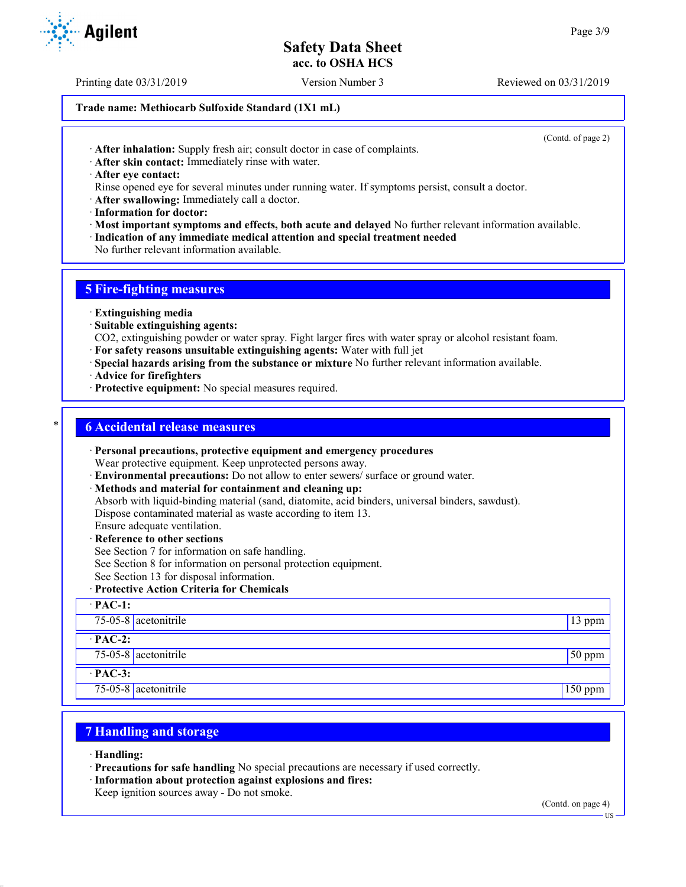Trade name: Methiocarb Sulfoxide Standard (1X1 mL)

(Contd. of page 2)

· **After inhalation:** Supply fresh air; consult doctor in case of complaints.
· **After skin contact:** Immediately rinse with water.
· **After eye contact:**
Rinse opened eye for several minutes under running water. If symptoms persist, consult a doctor.
· **After swallowing:** Immediately call a doctor.
· **Information for doctor:**
· **Most important symptoms and effects, both acute and delayed** No further relevant information available.
· **Indication of any immediate medical attention and special treatment needed**
No further relevant information available.

## 5 Fire-fighting measures

· **Extinguishing media**
· **Suitable extinguishing agents:**
$CO_2$, extinguishing powder or water spray. Fight larger fires with water spray or alcohol resistant foam.
· **For safety reasons unsuitable extinguishing agents:** Water with full jet
· **Special hazards arising from the substance or mixture** No further relevant information available.
· **Advice for firefighters**
· **Protective equipment:** No special measures required.

## * 6 Accidental release measures

· **Personal precautions, protective equipment and emergency procedures**
Wear protective equipment. Keep unprotected persons away.
· **Environmental precautions:** Do not allow to enter sewers/ surface or ground water.
· **Methods and material for containment and cleaning up:**
Absorb with liquid-binding material (sand, diatomite, acid binders, universal binders, sawdust).
Dispose contaminated material as waste according to item 13.
Ensure adequate ventilation.
· **Reference to other sections**
See Section 7 for information on safe handling.
See Section 8 for information on personal protection equipment.
See Section 13 for disposal information.
· **Protective Action Criteria for Chemicals**

| · **PAC-1:** | | |
|---|---|---|
| 75-05-8 | acetonitrile | 13 ppm |
| · **PAC-2:** | | |
| 75-05-8 | acetonitrile | 50 ppm |
| · **PAC-3:** | | |
| 75-05-8 | acetonitrile | 150 ppm |

## 7 Handling and storage

· **Handling:**
· **Precautions for safe handling** No special precautions are necessary if used correctly.
· **Information about protection against explosions and fires:**
Keep ignition sources away - Do not smoke.

(Contd. on page 4)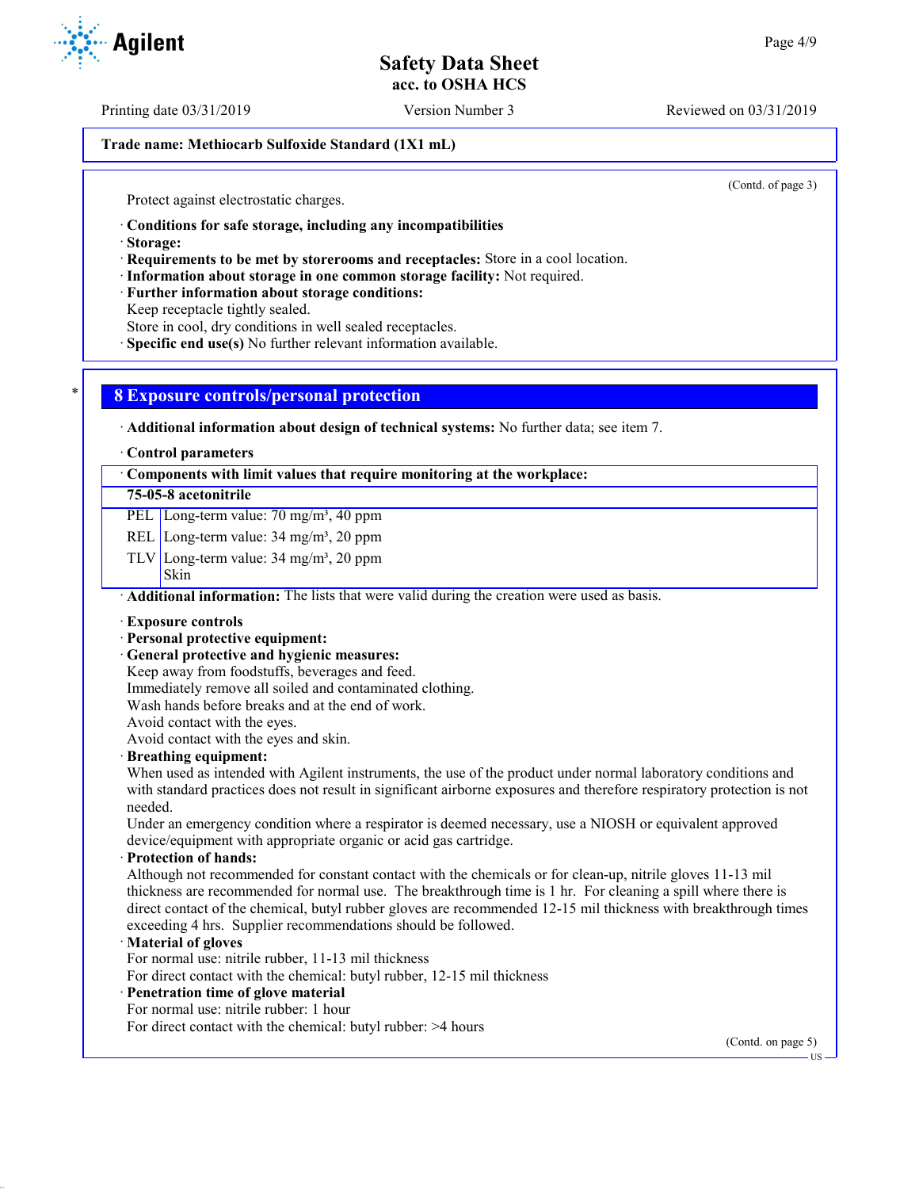**Trade name: Methiocarb Sulfoxide Standard (1X1 mL)**

(Contd. of page 3)

Protect against electrostatic charges.

· **Conditions for safe storage, including any incompatibilities**
· **Storage:**
· **Requirements to be met by storerooms and receptacles:** Store in a cool location.
· **Information about storage in one common storage facility:** Not required.
· **Further information about storage conditions:**
Keep receptacle tightly sealed.
Store in cool, dry conditions in well sealed receptacles.
· **Specific end use(s)** No further relevant information available.

## 8 Exposure controls/personal protection

· **Additional information about design of technical systems:** No further data; see item 7.

· **Control parameters**

| · Components with limit values that require monitoring at the workplace: | |
|---|---|
| **75-05-8 acetonitrile** | |
| PEL | Long-term value: 70 mg/m³, 40 ppm |
| REL | Long-term value: 34 mg/m³, 20 ppm |
| TLV | Long-term value: 34 mg/m³, 20 ppm<br>Skin |

· **Additional information:** The lists that were valid during the creation were used as basis.

· **Exposure controls**
· **Personal protective equipment:**
· **General protective and hygienic measures:**
Keep away from foodstuffs, beverages and feed.
Immediately remove all soiled and contaminated clothing.
Wash hands before breaks and at the end of work.
Avoid contact with the eyes.
Avoid contact with the eyes and skin.
· **Breathing equipment:**
When used as intended with Agilent instruments, the use of the product under normal laboratory conditions and with standard practices does not result in significant airborne exposures and therefore respiratory protection is not needed.
Under an emergency condition where a respirator is deemed necessary, use a NIOSH or equivalent approved device/equipment with appropriate organic or acid gas cartridge.
· **Protection of hands:**
Although not recommended for constant contact with the chemicals or for clean-up, nitrile gloves 11-13 mil thickness are recommended for normal use. The breakthrough time is 1 hr. For cleaning a spill where there is direct contact of the chemical, butyl rubber gloves are recommended 12-15 mil thickness with breakthrough times exceeding 4 hrs. Supplier recommendations should be followed.
· **Material of gloves**
For normal use: nitrile rubber, 11-13 mil thickness
For direct contact with the chemical: butyl rubber, 12-15 mil thickness
· **Penetration time of glove material**
For normal use: nitrile rubber: 1 hour
For direct contact with the chemical: butyl rubber: >4 hours

(Contd. on page 5)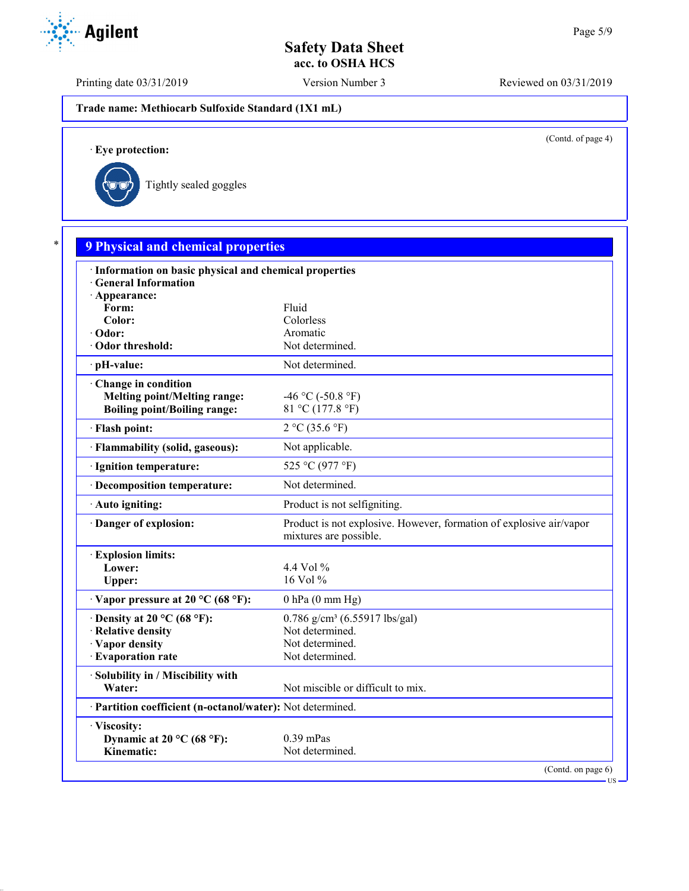Trade name: Methiocarb Sulfoxide Standard (1X1 mL)

(Contd. of page 4)

· **Eye protection:**

Tightly sealed goggles

## 9 Physical and chemical properties

| | |
|---|---|
| · **Information on basic physical and chemical properties** | |
| · **General Information** | |
| · **Appearance:** | |
| **Form:** | Fluid |
| **Color:** | Colorless |
| · **Odor:** | Aromatic |
| · **Odor threshold:** | Not determined. |
| · **pH-value:** | Not determined. |
| · **Change in condition** | |
| **Melting point/Melting range:** | -46 °C (-50.8 °F) |
| **Boiling point/Boiling range:** | 81 °C (177.8 °F) |
| · **Flash point:** | 2 °C (35.6 °F) |
| · **Flammability (solid, gaseous):** | Not applicable. |
| · **Ignition temperature:** | 525 °C (977 °F) |
| · **Decomposition temperature:** | Not determined. |
| · **Auto igniting:** | Product is not selfigniting. |
| · **Danger of explosion:** | Product is not explosive. However, formation of explosive air/vapor mixtures are possible. |
| · **Explosion limits:** | |
| **Lower:** | 4.4 Vol % |
| **Upper:** | 16 Vol % |
| · **Vapor pressure at 20 °C (68 °F):** | 0 hPa (0 mm Hg) |
| · **Density at 20 °C (68 °F):** | 0.786 g/cm³ (6.55917 lbs/gal) |
| · **Relative density** | Not determined. |
| · **Vapor density** | Not determined. |
| · **Evaporation rate** | Not determined. |
| · **Solubility in / Miscibility with** | |
| **Water:** | Not miscible or difficult to mix. |
| · **Partition coefficient (n-octanol/water):** | Not determined. |
| · **Viscosity:** | |
| **Dynamic at 20 °C (68 °F):** | 0.39 mPas |
| **Kinematic:** | Not determined. |

(Contd. on page 6)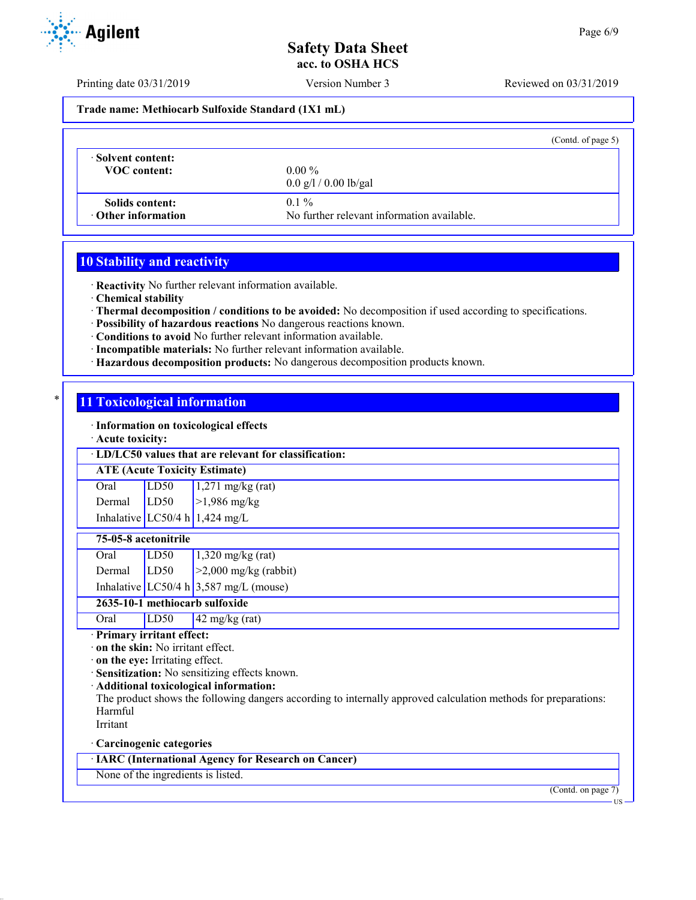**Trade name: Methiocarb Sulfoxide Standard (1X1 mL)**

(Contd. of page 5)

| | |
|---|---|
| · **Solvent content:** | |
| **VOC content:** | 0.00 %<br>0.0 g/l / 0.00 lb/gal |
| **Solids content:** | 0.1 % |
| · **Other information** | No further relevant information available. |

## 10 Stability and reactivity

· **Reactivity** No further relevant information available.
· **Chemical stability**
· **Thermal decomposition / conditions to be avoided:** No decomposition if used according to specifications.
· **Possibility of hazardous reactions** No dangerous reactions known.
· **Conditions to avoid** No further relevant information available.
· **Incompatible materials:** No further relevant information available.
· **Hazardous decomposition products:** No dangerous decomposition products known.

## 11 Toxicological information

· **Information on toxicological effects**
· **Acute toxicity:**

· **LD/LC50 values that are relevant for classification:**

| **ATE (Acute Toxicity Estimate)** | | |
|---|---|---|
| Oral | LD50 | 1,271 mg/kg (rat) |
| Dermal | LD50 | >1,986 mg/kg |
| Inhalative | LC50/4 h | 1,424 mg/L |

| **75-05-8 acetonitrile** | | |
|---|---|---|
| Oral | LD50 | 1,320 mg/kg (rat) |
| Dermal | LD50 | >2,000 mg/kg (rabbit) |
| Inhalative | LC50/4 h | 3,587 mg/L (mouse) |
| **2635-10-1 methiocarb sulfoxide** | | |
| Oral | LD50 | 42 mg/kg (rat) |

· **Primary irritant effect:**
· **on the skin:** No irritant effect.
· **on the eye:** Irritating effect.
· **Sensitization:** No sensitizing effects known.
· **Additional toxicological information:**
The product shows the following dangers according to internally approved calculation methods for preparations:
Harmful
Irritant

· **Carcinogenic categories**

| · **IARC (International Agency for Research on Cancer)** |
|---|
| None of the ingredients is listed. |

(Contd. on page 7)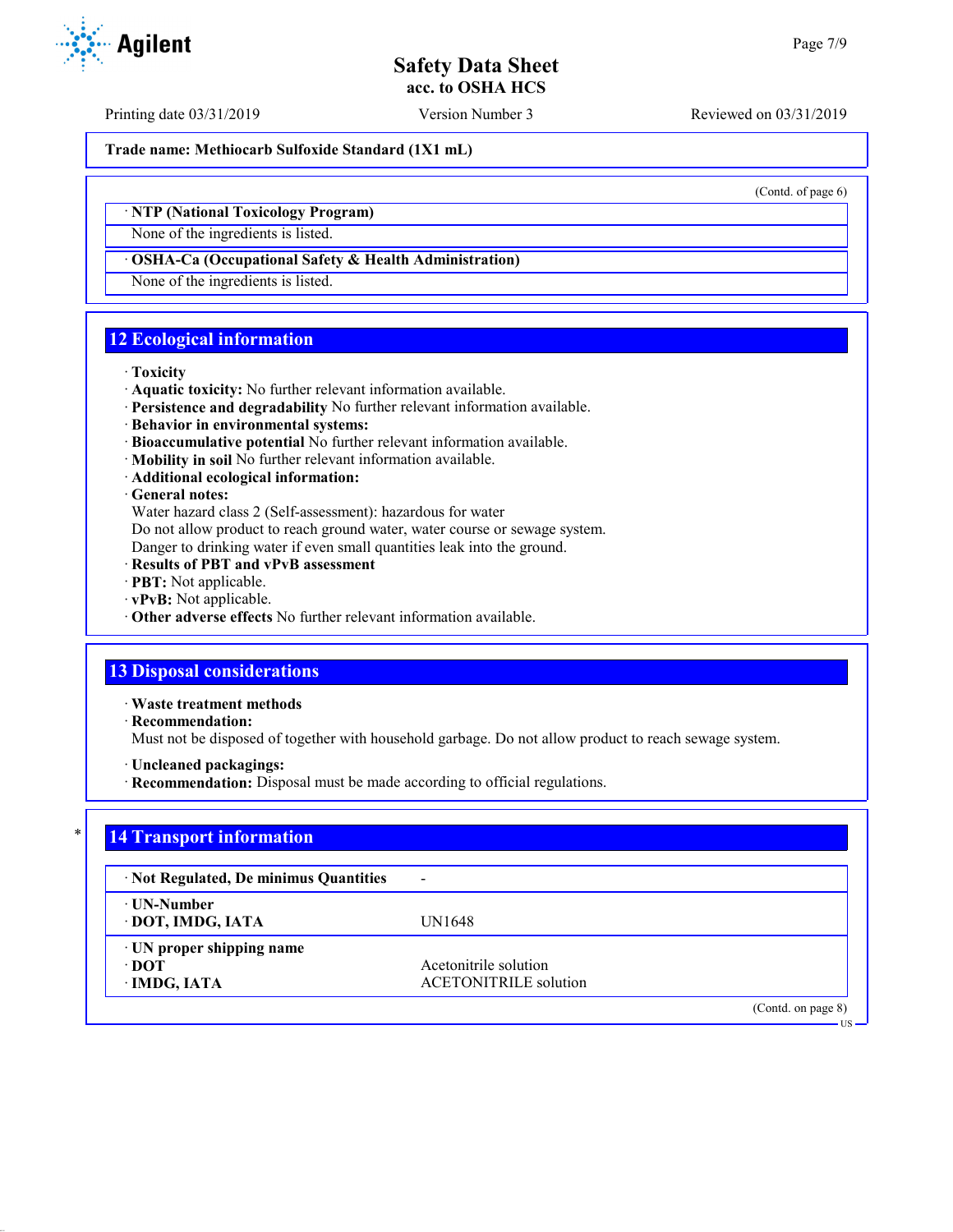Trade name: Methiocarb Sulfoxide Standard (1X1 mL)

(Contd. of page 6)

· **NTP (National Toxicology Program)**

None of the ingredients is listed.

· **OSHA-Ca (Occupational Safety & Health Administration)**

None of the ingredients is listed.

## 12 Ecological information

· **Toxicity**
· **Aquatic toxicity:** No further relevant information available.
· **Persistence and degradability** No further relevant information available.
· **Behavior in environmental systems:**
· **Bioaccumulative potential** No further relevant information available.
· **Mobility in soil** No further relevant information available.
· **Additional ecological information:**
· **General notes:**
Water hazard class 2 (Self-assessment): hazardous for water
Do not allow product to reach ground water, water course or sewage system.
Danger to drinking water if even small quantities leak into the ground.
· **Results of PBT and vPvB assessment**
· **PBT:** Not applicable.
· **vPvB:** Not applicable.
· **Other adverse effects** No further relevant information available.

## 13 Disposal considerations

· **Waste treatment methods**
· **Recommendation:**
Must not be disposed of together with household garbage. Do not allow product to reach sewage system.

· **Uncleaned packagings:**
· **Recommendation:** Disposal must be made according to official regulations.

## * 14 Transport information

| | |
|---|---|
| · **Not Regulated, De minimus Quantities** | - |
| · **UN-Number**<br>· **DOT, IMDG, IATA** | UN1648 |
| · **UN proper shipping name**<br>· **DOT**<br>· **IMDG, IATA** | <br>Acetonitrile solution<br>ACETONITRILE solution |

(Contd. on page 8)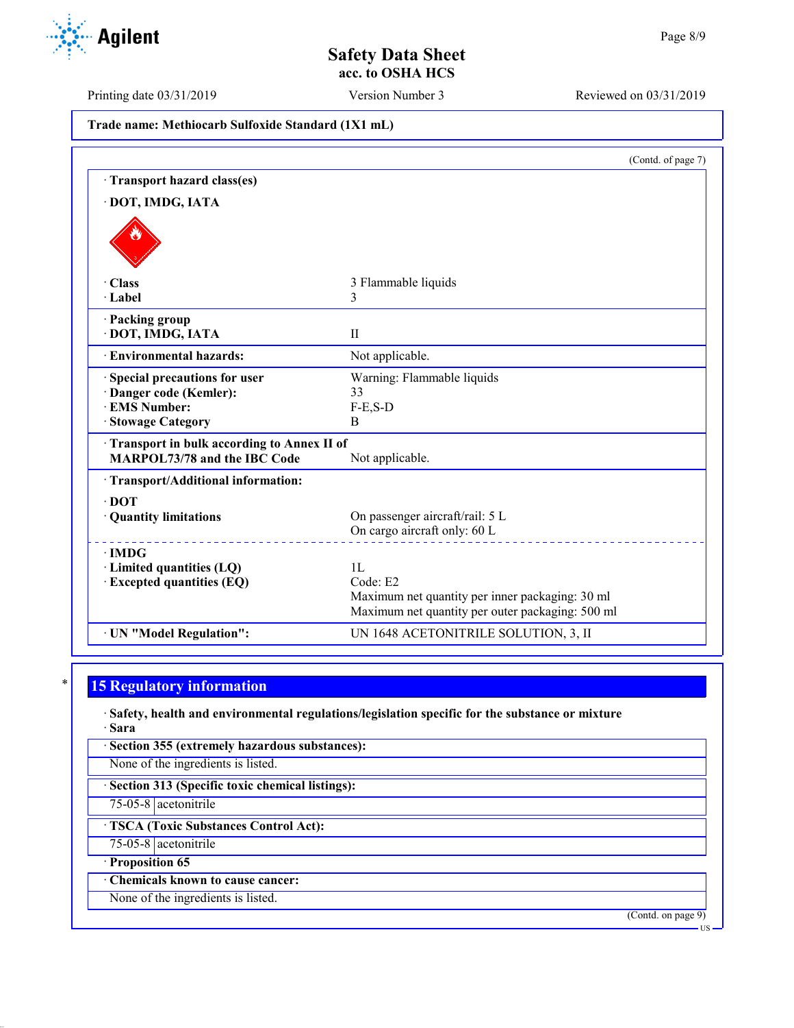Trade name: Methiocarb Sulfoxide Standard (1X1 mL)

(Contd. of page 7)

· **Transport hazard class(es)**

· **DOT, IMDG, IATA**

| | |
|---|---|
| · **Class** | 3 Flammable liquids |
| · **Label** | 3 |
| · **Packing group** | |
| · **DOT, IMDG, IATA** | II |
| · **Environmental hazards:** | Not applicable. |
| · **Special precautions for user** | Warning: Flammable liquids |
| · **Danger code (Kemler):** | 33 |
| · **EMS Number:** | F-E,S-D |
| · **Stowage Category** | B |
| · **Transport in bulk according to Annex II of MARPOL73/78 and the IBC Code** | Not applicable. |
| · **Transport/Additional information:** | |
| · **DOT** | |
| · **Quantity limitations** | On passenger aircraft/rail: 5 L<br>On cargo aircraft only: 60 L |
| · **IMDG** | |
| · **Limited quantities (LQ)** | 1L |
| · **Excepted quantities (EQ)** | Code: E2<br>Maximum net quantity per inner packaging: 30 ml<br>Maximum net quantity per outer packaging: 500 ml |
| · **UN "Model Regulation":** | UN 1648 ACETONITRILE SOLUTION, 3, II |

## 15 Regulatory information

· **Safety, health and environmental regulations/legislation specific for the substance or mixture**

· **Sara**

· **Section 355 (extremely hazardous substances):**

None of the ingredients is listed.

· **Section 313 (Specific toxic chemical listings):**

| | |
|---|---|
| 75-05-8 | acetonitrile |

· **TSCA (Toxic Substances Control Act):**

| | |
|---|---|
| 75-05-8 | acetonitrile |

· **Proposition 65**

· **Chemicals known to cause cancer:**

None of the ingredients is listed.

(Contd. on page 9)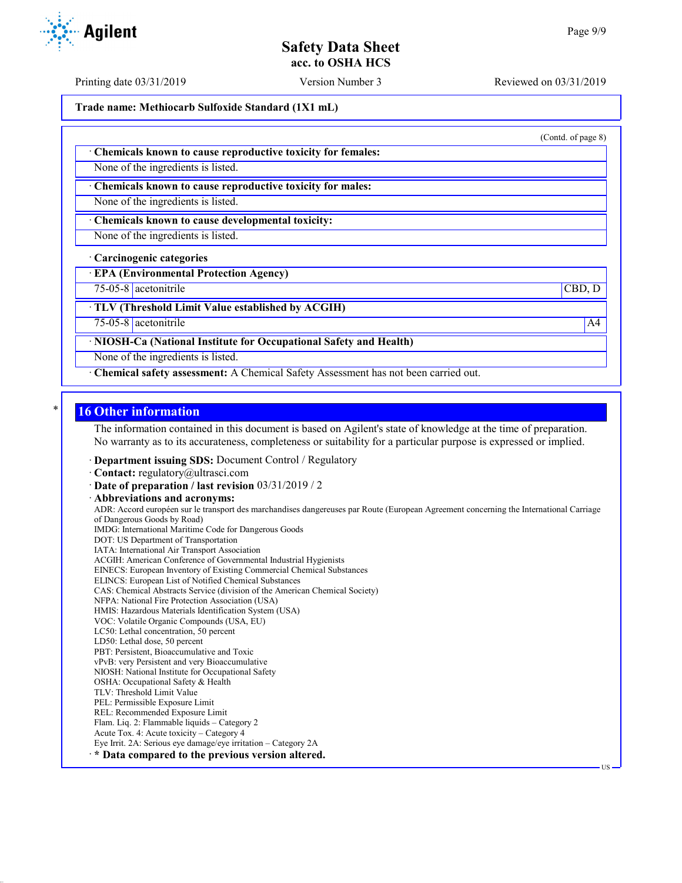Trade name: Methiocarb Sulfoxide Standard (1X1 mL)

(Contd. of page 8)

· **Chemicals known to cause reproductive toxicity for females:**

None of the ingredients is listed.

· **Chemicals known to cause reproductive toxicity for males:**

None of the ingredients is listed.

· **Chemicals known to cause developmental toxicity:**

None of the ingredients is listed.

· **Carcinogenic categories**

· **EPA (Environmental Protection Agency)**

| | | |
|---|---|---|
| 75-05-8 | acetonitrile | CBD, D |

· **TLV (Threshold Limit Value established by ACGIH)**

| | | |
|---|---|---|
| 75-05-8 | acetonitrile | A4 |

· **NIOSH-Ca (National Institute for Occupational Safety and Health)**

None of the ingredients is listed.

· **Chemical safety assessment:** A Chemical Safety Assessment has not been carried out.

## * 16 Other information

The information contained in this document is based on Agilent's state of knowledge at the time of preparation. No warranty as to its accurateness, completeness or suitability for a particular purpose is expressed or implied.

· **Department issuing SDS:** Document Control / Regulatory
· **Contact:** regulatory@ultrasci.com
· **Date of preparation / last revision** 03/31/2019 / 2
· **Abbreviations and acronyms:**

ADR: Accord européen sur le transport des marchandises dangereuses par Route (European Agreement concerning the International Carriage of Dangerous Goods by Road)
IMDG: International Maritime Code for Dangerous Goods
DOT: US Department of Transportation
IATA: International Air Transport Association
ACGIH: American Conference of Governmental Industrial Hygienists
EINECS: European Inventory of Existing Commercial Chemical Substances
ELINCS: European List of Notified Chemical Substances
CAS: Chemical Abstracts Service (division of the American Chemical Society)
NFPA: National Fire Protection Association (USA)
HMIS: Hazardous Materials Identification System (USA)
VOC: Volatile Organic Compounds (USA, EU)
LC50: Lethal concentration, 50 percent
LD50: Lethal dose, 50 percent
PBT: Persistent, Bioaccumulative and Toxic
vPvB: very Persistent and very Bioaccumulative
NIOSH: National Institute for Occupational Safety
OSHA: Occupational Safety & Health
TLV: Threshold Limit Value
PEL: Permissible Exposure Limit
REL: Recommended Exposure Limit
Flam. Liq. 2: Flammable liquids – Category 2
Acute Tox. 4: Acute toxicity – Category 4
Eye Irrit. 2A: Serious eye damage/eye irritation – Category 2A

· **\* Data compared to the previous version altered.**

US